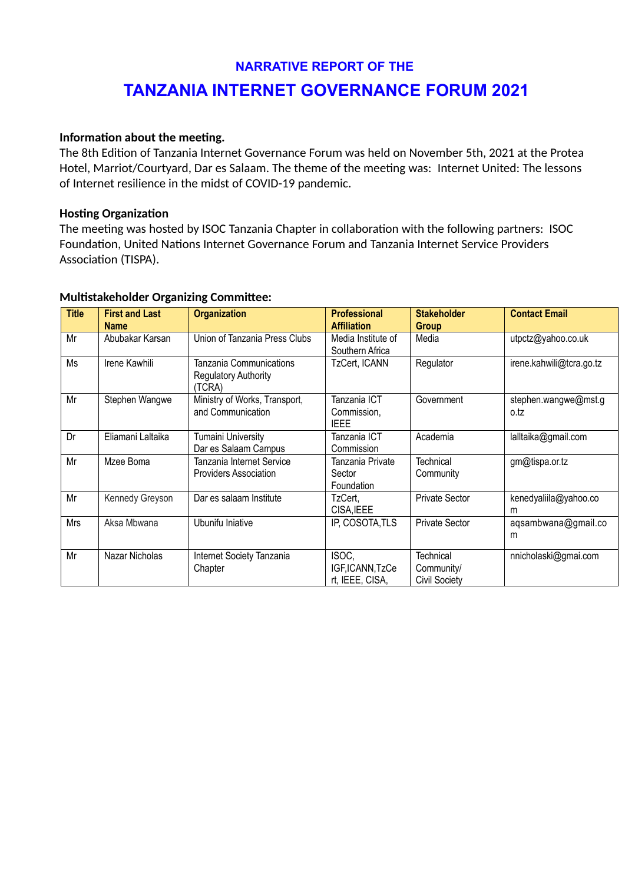# NARRATIVE REPORT OF THE

# TANZANIA INTERNET GOVERNANCE FORUM 2021

**Information about the meeting.**

The 8th Edition of Tanzania Internet Governance Forum was held on November 5th, 2021 at the Protea Hotel, Marriot/Courtyard, Dar es Salaam. The theme of the meeting was: Internet United: The lessons of Internet resilience in the midst of COVID-19 pandemic.

**Hosting Organization**

The meeting was hosted by ISOC Tanzania Chapter in collaboration with the following partners: ISOC Foundation, United Nations Internet Governance Forum and Tanzania Internet Service Providers Association (TISPA).

**Multistakeholder Organizing Committee:**

| Title | First and Last Name | Organization | Professional Affiliation | Stakeholder Group | Contact Email |
|---|---|---|---|---|---|
| Mr | Abubakar Karsan | Union of Tanzania Press Clubs | Media Institute of Southern Africa | Media | utpctz@yahoo.co.uk |
| Ms | Irene Kawhili | Tanzania Communications Regulatory Authority (TCRA) | TzCert, ICANN | Regulator | irene.kahwili@tcra.go.tz |
| Mr | Stephen Wangwe | Ministry of Works, Transport, and Communication | Tanzania ICT Commission, IEEE | Government | stephen.wangwe@mst.go.tz |
| Dr | Eliamani Laltaika | Tumaini University Dar es Salaam Campus | Tanzania ICT Commission | Academia | lalltaika@gmail.com |
| Mr | Mzee Boma | Tanzania Internet Service Providers Association | Tanzania Private Sector Foundation | Technical Community | gm@tispa.or.tz |
| Mr | Kennedy Greyson | Dar es salaam Institute | TzCert, CISA,IEEE | Private Sector | kenedyalilla@yahoo.com |
| Mrs | Aksa Mbwana | Ubunifu Iniative | IP, COSOTA,TLS | Private Sector | aqsambwana@gmail.com |
| Mr | Nazar Nicholas | Internet Society Tanzania Chapter | ISOC, IGF,ICANN,TzCert, IEEE, CISA, | Technical Community/ Civil Society | nnicholaski@gmai.com |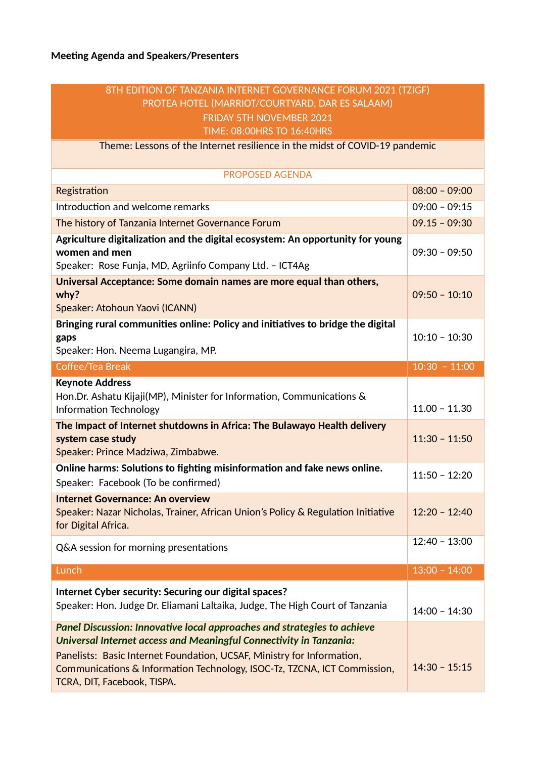**Meeting Agenda and Speakers/Presenters**

| 8TH EDITION OF TANZANIA INTERNET GOVERNANCE FORUM 2021 (TZIGF)<br>PROTEA HOTEL (MARRIOT/COURTYARD, DAR ES SALAAM)<br>FRIDAY 5TH NOVEMBER 2021<br>TIME: 08:00HRS TO 16:40HRS | |
|---|---|
| Theme: Lessons of the Internet resilience in the midst of COVID-19 pandemic | |
| PROPOSED AGENDA | |
| Registration | 08:00 – 09:00 |
| Introduction and welcome remarks | 09:00 – 09:15 |
| The history of Tanzania Internet Governance Forum | 09.15 – 09:30 |
| **Agriculture digitalization and the digital ecosystem: An opportunity for young women and men**<br>Speaker: Rose Funja, MD, Agriinfo Company Ltd. – ICT4Ag | 09:30 – 09:50 |
| **Universal Acceptance: Some domain names are more equal than others, why?**<br>Speaker: Atohoun Yaovi (ICANN) | 09:50 – 10:10 |
| **Bringing rural communities online: Policy and initiatives to bridge the digital gaps**<br>Speaker: Hon. Neema Lugangira, MP. | 10:10 – 10:30 |
| Coffee/Tea Break | 10:30 – 11:00 |
| **Keynote Address**<br>Hon.Dr. Ashatu Kijaji(MP), Minister for Information, Communications & Information Technology | 11.00 – 11.30 |
| **The Impact of Internet shutdowns in Africa: The Bulawayo Health delivery system case study**<br>Speaker: Prince Madziwa, Zimbabwe. | 11:30 – 11:50 |
| **Online harms: Solutions to fighting misinformation and fake news online.**<br>Speaker: Facebook (To be confirmed) | 11:50 – 12:20 |
| **Internet Governance: An overview**<br>Speaker: Nazar Nicholas, Trainer, African Union's Policy & Regulation Initiative for Digital Africa. | 12:20 – 12:40 |
| Q&A session for morning presentations | 12:40 – 13:00 |
| Lunch | 13:00 – 14:00 |
| **Internet Cyber security: Securing our digital spaces?**<br>Speaker: Hon. Judge Dr. Eliamani Laltaika, Judge, The High Court of Tanzania | 14:00 – 14:30 |
| ***Panel Discussion: Innovative local approaches and strategies to achieve Universal Internet access and Meaningful Connectivity in Tanzania:***<br>Panelists: Basic Internet Foundation, UCSAF, Ministry for Information, Communications & Information Technology, ISOC-Tz, TZCNA, ICT Commission, TCRA, DIT, Facebook, TISPA. | 14:30 – 15:15 |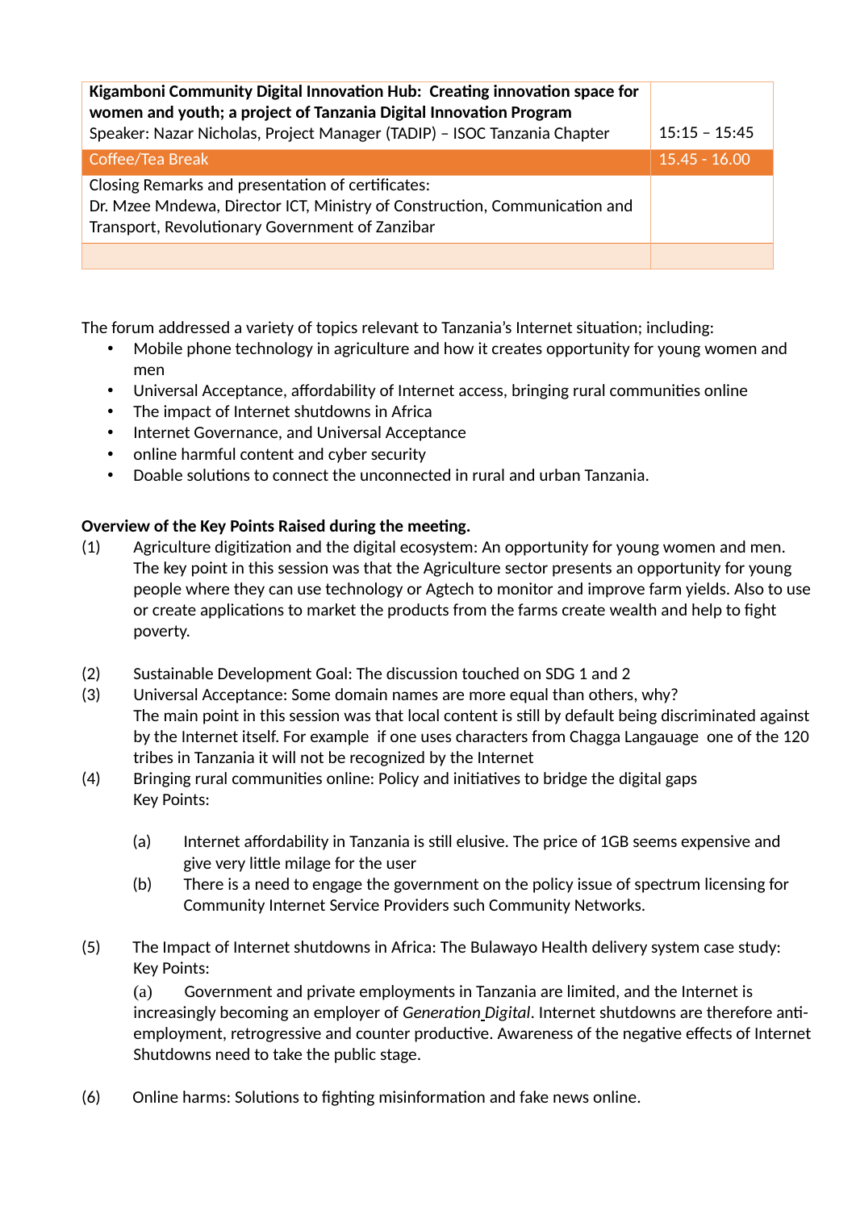| | |
|---|---|
| **Kigamboni Community Digital Innovation Hub: Creating innovation space for women and youth; a project of Tanzania Digital Innovation Program**<br>Speaker: Nazar Nicholas, Project Manager (TADIP) – ISOC Tanzania Chapter | 15:15 – 15:45 |
| Coffee/Tea Break | 15.45 - 16.00 |
| Closing Remarks and presentation of certificates:<br>Dr. Mzee Mndewa, Director ICT, Ministry of Construction, Communication and Transport, Revolutionary Government of Zanzibar | |
| | |

The forum addressed a variety of topics relevant to Tanzania's Internet situation; including:

- Mobile phone technology in agriculture and how it creates opportunity for young women and men
- Universal Acceptance, affordability of Internet access, bringing rural communities online
- The impact of Internet shutdowns in Africa
- Internet Governance, and Universal Acceptance
- online harmful content and cyber security
- Doable solutions to connect the unconnected in rural and urban Tanzania.

**Overview of the Key Points Raised during the meeting.**

(1) Agriculture digitization and the digital ecosystem: An opportunity for young women and men. The key point in this session was that the Agriculture sector presents an opportunity for young people where they can use technology or Agtech to monitor and improve farm yields. Also to use or create applications to market the products from the farms create wealth and help to fight poverty.

(2) Sustainable Development Goal: The discussion touched on SDG 1 and 2

(3) Universal Acceptance: Some domain names are more equal than others, why? The main point in this session was that local content is still by default being discriminated against by the Internet itself. For example if one uses characters from Chagga Langauage one of the 120 tribes in Tanzania it will not be recognized by the Internet

(4) Bringing rural communities online: Policy and initiatives to bridge the digital gaps
Key Points:

(a) Internet affordability in Tanzania is still elusive. The price of 1GB seems expensive and give very little milage for the user

(b) There is a need to engage the government on the policy issue of spectrum licensing for Community Internet Service Providers such Community Networks.

(5) The Impact of Internet shutdowns in Africa: The Bulawayo Health delivery system case study:
Key Points:

(a) Government and private employments in Tanzania are limited, and the Internet is increasingly becoming an employer of *Generation Digital*. Internet shutdowns are therefore anti-employment, retrogressive and counter productive. Awareness of the negative effects of Internet Shutdowns need to take the public stage.

(6) Online harms: Solutions to fighting misinformation and fake news online.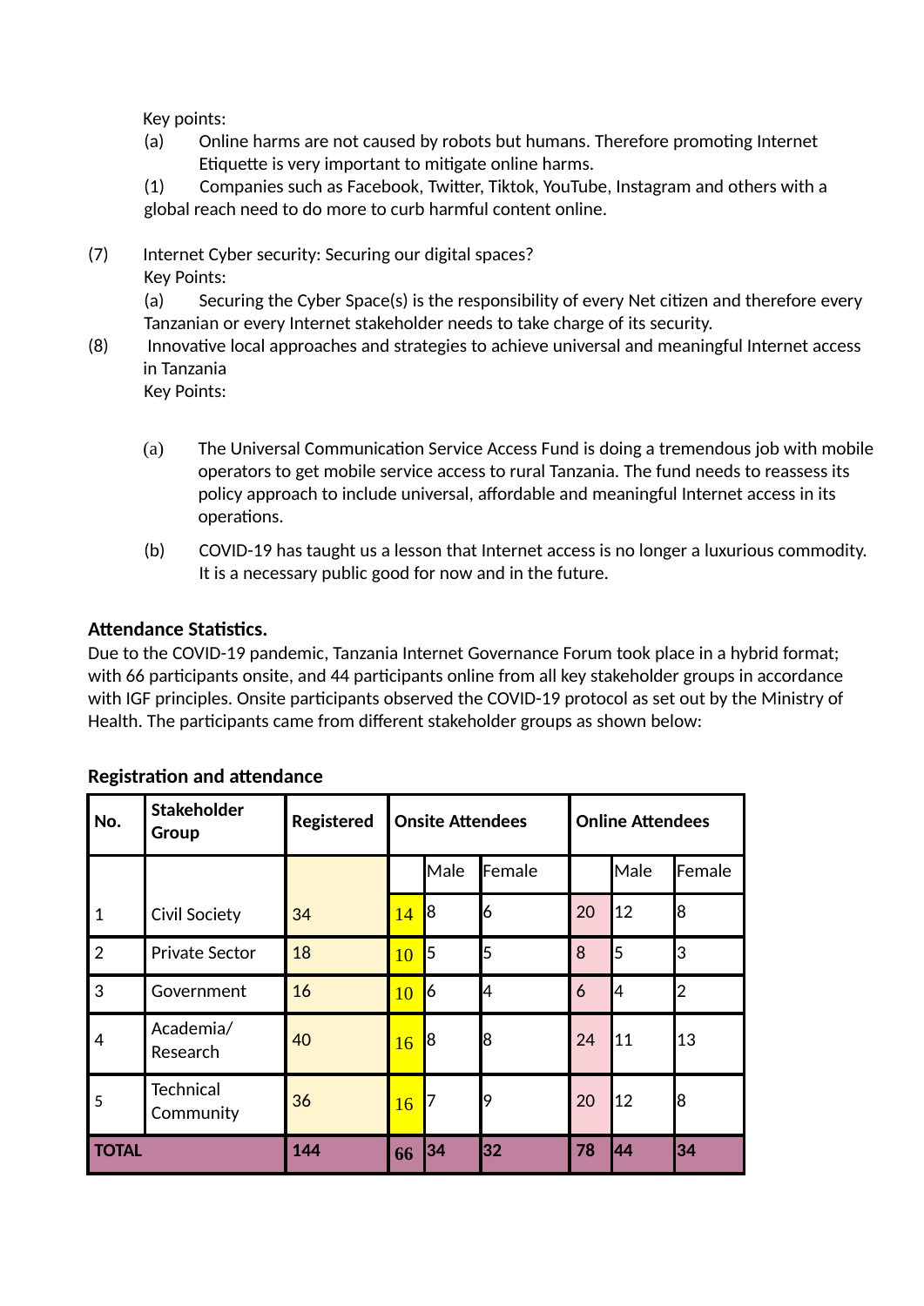Key points:

(a) Online harms are not caused by robots but humans. Therefore promoting Internet Etiquette is very important to mitigate online harms.

(1) Companies such as Facebook, Twitter, Tiktok, YouTube, Instagram and others with a global reach need to do more to curb harmful content online.

(7) Internet Cyber security: Securing our digital spaces?

Key Points:

(a) Securing the Cyber Space(s) is the responsibility of every Net citizen and therefore every Tanzanian or every Internet stakeholder needs to take charge of its security.

(8) Innovative local approaches and strategies to achieve universal and meaningful Internet access in Tanzania

Key Points:

(a) The Universal Communication Service Access Fund is doing a tremendous job with mobile operators to get mobile service access to rural Tanzania. The fund needs to reassess its policy approach to include universal, affordable and meaningful Internet access in its operations.

(b) COVID-19 has taught us a lesson that Internet access is no longer a luxurious commodity. It is a necessary public good for now and in the future.

**Attendance Statistics.**

Due to the COVID-19 pandemic, Tanzania Internet Governance Forum took place in a hybrid format; with 66 participants onsite, and 44 participants online from all key stakeholder groups in accordance with IGF principles. Onsite participants observed the COVID-19 protocol as set out by the Ministry of Health. The participants came from different stakeholder groups as shown below:

**Registration and attendance**

| No. | Stakeholder Group | Registered | Onsite Attendees | | | Online Attendees | | |
|---|---|---|---|---|---|---|---|---|
| | | | | Male | Female | | Male | Female |
| 1 | Civil Society | 34 | 14 | 8 | 6 | 20 | 12 | 8 |
| 2 | Private Sector | 18 | 10 | 5 | 5 | 8 | 5 | 3 |
| 3 | Government | 16 | 10 | 6 | 4 | 6 | 4 | 2 |
| 4 | Academia/ Research | 40 | 16 | 8 | 8 | 24 | 11 | 13 |
| 5 | Technical Community | 36 | 16 | 7 | 9 | 20 | 12 | 8 |
| **TOTAL** | | **144** | **66** | **34** | **32** | **78** | **44** | **34** |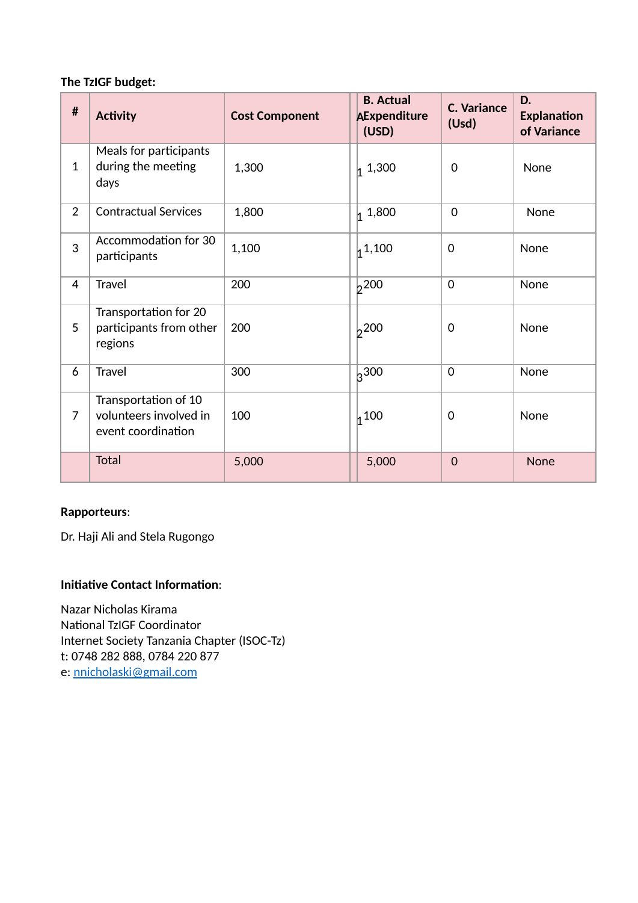**The TzIGF budget:**

| # | Activity | Cost Component | A | B. Actual Expenditure (USD) | C. Variance (Usd) | D. Explanation of Variance |
|---|---|---|---|---|---|---|
| 1 | Meals for participants during the meeting days | 1,300 | 1 | 1,300 | 0 | None |
| 2 | Contractual Services | 1,800 | 1 | 1,800 | 0 | None |
| 3 | Accommodation for 30 participants | 1,100 | 1 | 1,100 | 0 | None |
| 4 | Travel | 200 | 2 | 200 | 0 | None |
| 5 | Transportation for 20 participants from other regions | 200 | 2 | 200 | 0 | None |
| 6 | Travel | 300 | 3 | 300 | 0 | None |
| 7 | Transportation of 10 volunteers involved in event coordination | 100 | 1 | 100 | 0 | None |
| | Total | 5,000 | | 5,000 | 0 | None |

**Rapporteurs**:

Dr. Haji Ali and Stela Rugongo

**Initiative Contact Information**:

Nazar Nicholas Kirama  
National TzIGF Coordinator  
Internet Society Tanzania Chapter (ISOC-Tz)  
t: 0748 282 888, 0784 220 877  
e: nnicholaski@gmail.com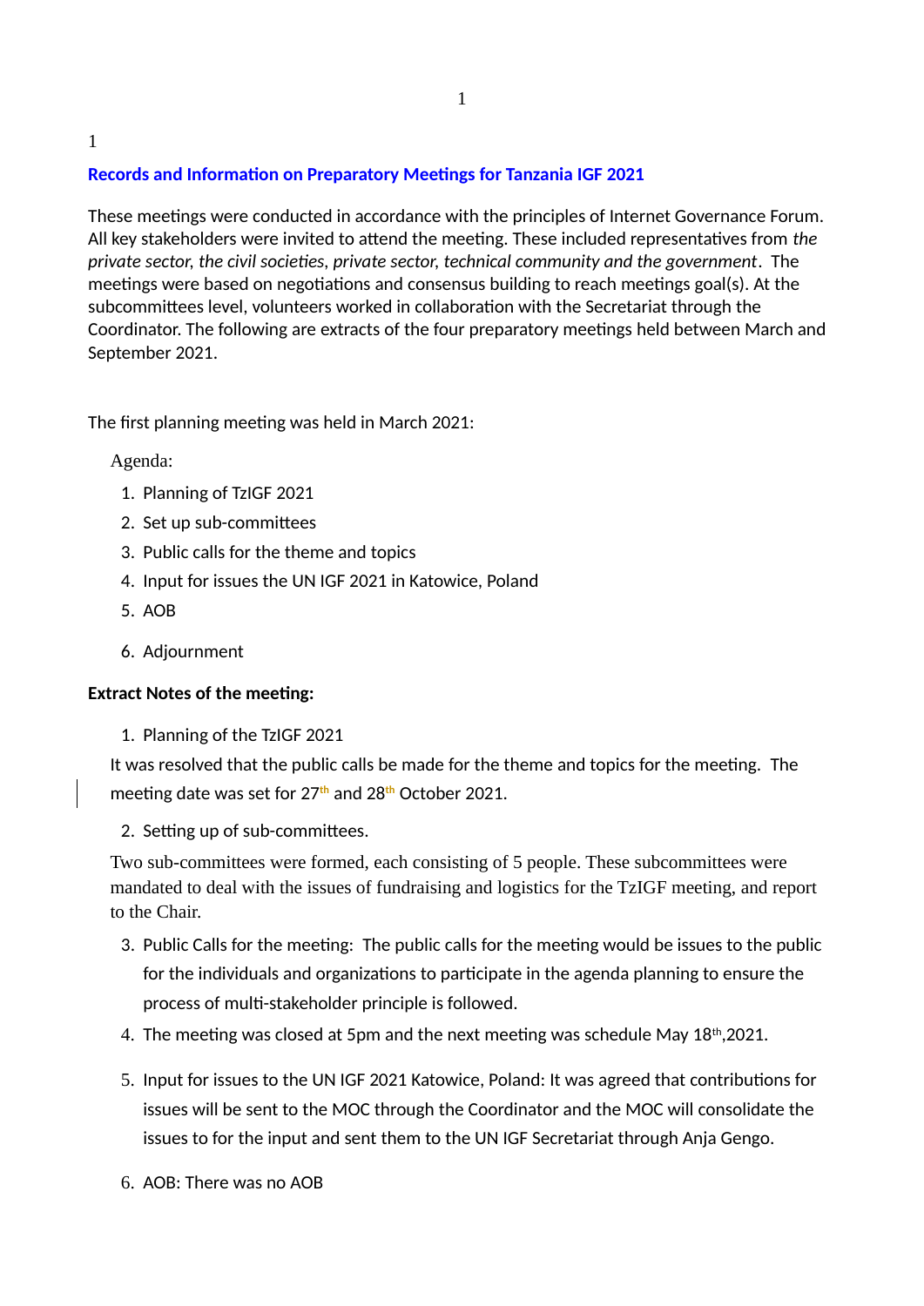## Records and Information on Preparatory Meetings for Tanzania IGF 2021

These meetings were conducted in accordance with the principles of Internet Governance Forum. All key stakeholders were invited to attend the meeting. These included representatives from *the private sector, the civil societies, private sector, technical community and the government*. The meetings were based on negotiations and consensus building to reach meetings goal(s). At the subcommittees level, volunteers worked in collaboration with the Secretariat through the Coordinator. The following are extracts of the four preparatory meetings held between March and September 2021.

The first planning meeting was held in March 2021:

Agenda:

1. Planning of TzIGF 2021
2. Set up sub-committees
3. Public calls for the theme and topics
4. Input for issues the UN IGF 2021 in Katowice, Poland
5. AOB
6. Adjournment

**Extract Notes of the meeting:**

1. Planning of the TzIGF 2021

It was resolved that the public calls be made for the theme and topics for the meeting. The meeting date was set for 27th and 28th October 2021.

2. Setting up of sub-committees.

Two sub-committees were formed, each consisting of 5 people. These subcommittees were mandated to deal with the issues of fundraising and logistics for the TzIGF meeting, and report to the Chair.

3. Public Calls for the meeting: The public calls for the meeting would be issues to the public for the individuals and organizations to participate in the agenda planning to ensure the process of multi-stakeholder principle is followed.
4. The meeting was closed at 5pm and the next meeting was schedule May 18th,2021.
5. Input for issues to the UN IGF 2021 Katowice, Poland: It was agreed that contributions for issues will be sent to the MOC through the Coordinator and the MOC will consolidate the issues to for the input and sent them to the UN IGF Secretariat through Anja Gengo.
6. AOB: There was no AOB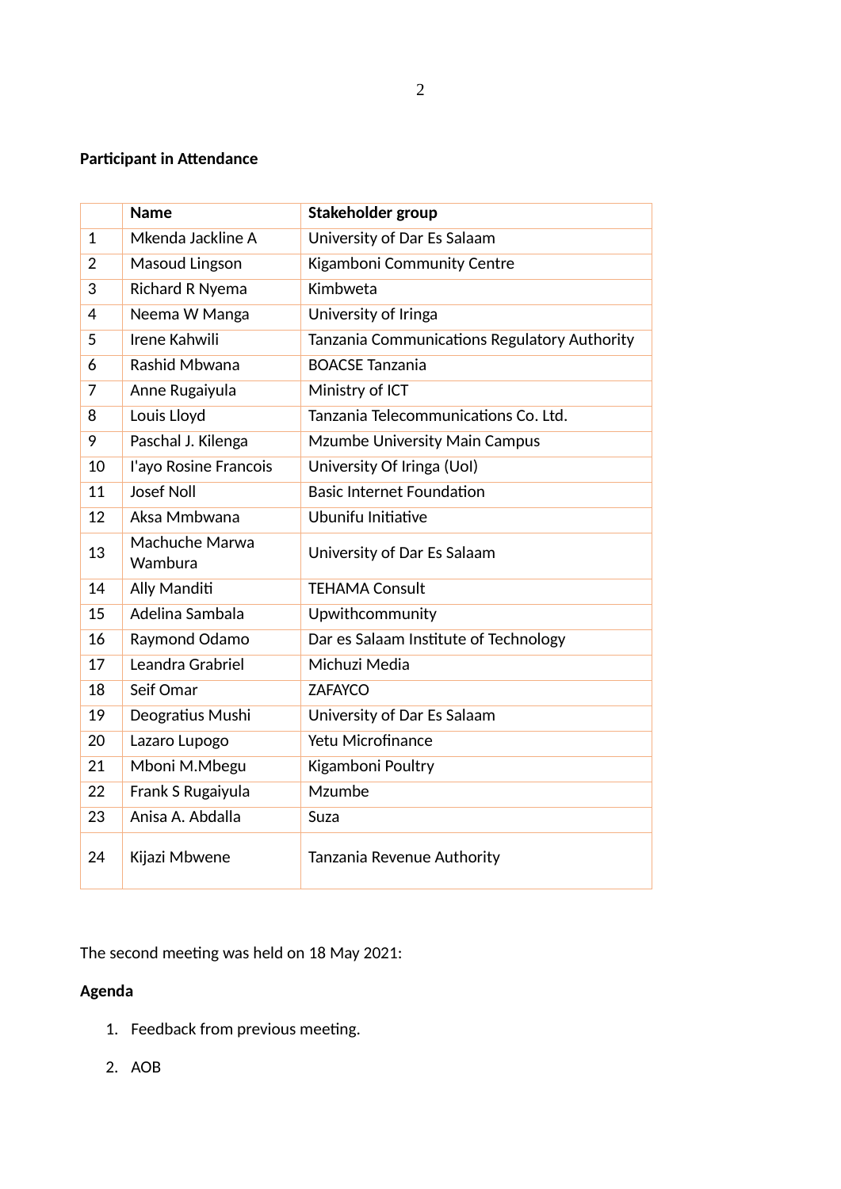**Participant in Attendance**

|  | Name | Stakeholder group |
|---|---|---|
| 1 | Mkenda Jackline A | University of Dar Es Salaam |
| 2 | Masoud Lingson | Kigamboni Community Centre |
| 3 | Richard R Nyema | Kimbweta |
| 4 | Neema W Manga | University of Iringa |
| 5 | Irene Kahwili | Tanzania Communications Regulatory Authority |
| 6 | Rashid Mbwana | BOACSE Tanzania |
| 7 | Anne Rugaiyula | Ministry of ICT |
| 8 | Louis Lloyd | Tanzania Telecommunications Co. Ltd. |
| 9 | Paschal J. Kilenga | Mzumbe University Main Campus |
| 10 | I'ayo Rosine Francois | University Of Iringa (UoI) |
| 11 | Josef Noll | Basic Internet Foundation |
| 12 | Aksa Mmbwana | Ubunifu Initiative |
| 13 | Machuche Marwa Wambura | University of Dar Es Salaam |
| 14 | Ally Manditi | TEHAMA Consult |
| 15 | Adelina Sambala | Upwithcommunity |
| 16 | Raymond Odamo | Dar es Salaam Institute of Technology |
| 17 | Leandra Grabriel | Michuzi Media |
| 18 | Seif Omar | ZAFAYCO |
| 19 | Deogratius Mushi | University of Dar Es Salaam |
| 20 | Lazaro Lupogo | Yetu Microfinance |
| 21 | Mboni M.Mbegu | Kigamboni Poultry |
| 22 | Frank S Rugaiyula | Mzumbe |
| 23 | Anisa A. Abdalla | Suza |
| 24 | Kijazi Mbwene | Tanzania Revenue Authority |

The second meeting was held on 18 May 2021:

**Agenda**

1. Feedback from previous meeting.
2. AOB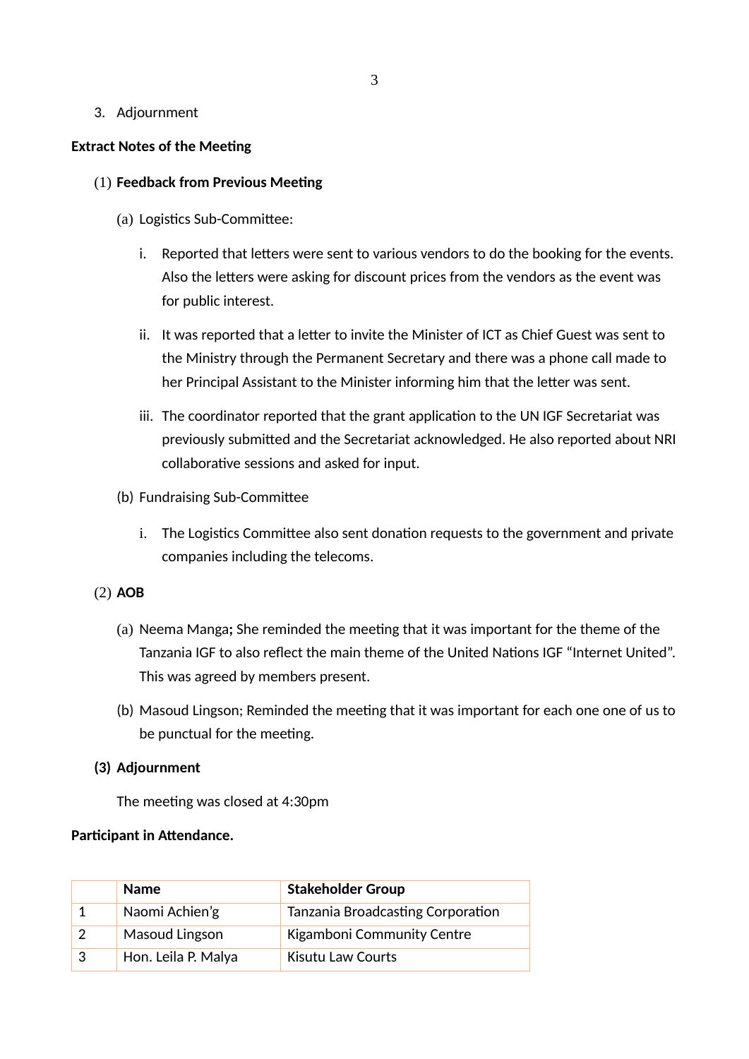3. Adjournment

**Extract Notes of the Meeting**

(1) **Feedback from Previous Meeting**

(a) Logistics Sub-Committee:

i. Reported that letters were sent to various vendors to do the booking for the events. Also the letters were asking for discount prices from the vendors as the event was for public interest.

ii. It was reported that a letter to invite the Minister of ICT as Chief Guest was sent to the Ministry through the Permanent Secretary and there was a phone call made to her Principal Assistant to the Minister informing him that the letter was sent.

iii. The coordinator reported that the grant application to the UN IGF Secretariat was previously submitted and the Secretariat acknowledged. He also reported about NRI collaborative sessions and asked for input.

(b) Fundraising Sub-Committee

i. The Logistics Committee also sent donation requests to the government and private companies including the telecoms.

(2) **AOB**

(a) Neema Manga**;** She reminded the meeting that it was important for the theme of the Tanzania IGF to also reflect the main theme of the United Nations IGF "Internet United". This was agreed by members present.

(b) Masoud Lingson; Reminded the meeting that it was important for each one one of us to be punctual for the meeting.

**(3) Adjournment**

The meeting was closed at 4:30pm

**Participant in Attendance.**

| | Name | Stakeholder Group |
|---|---|---|
| 1 | Naomi Achien'g | Tanzania Broadcasting Corporation |
| 2 | Masoud Lingson | Kigamboni Community Centre |
| 3 | Hon. Leila P. Malya | Kisutu Law Courts |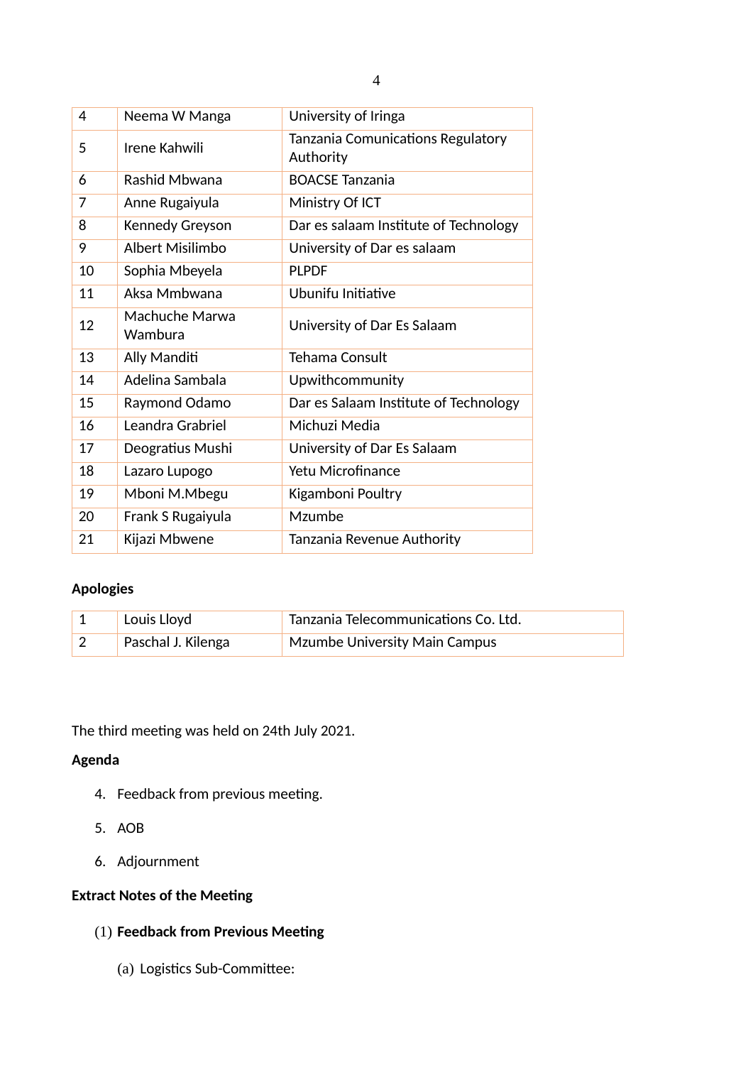| 4 | Neema W Manga | University of Iringa |
|---|---|---|
| 5 | Irene Kahwili | Tanzania Comunications Regulatory Authority |
| 6 | Rashid Mbwana | BOACSE Tanzania |
| 7 | Anne Rugaiyula | Ministry Of ICT |
| 8 | Kennedy Greyson | Dar es salaam Institute of Technology |
| 9 | Albert Misilimbo | University of Dar es salaam |
| 10 | Sophia Mbeyela | PLPDF |
| 11 | Aksa Mmbwana | Ubunifu Initiative |
| 12 | Machuche Marwa Wambura | University of Dar Es Salaam |
| 13 | Ally Manditi | Tehama Consult |
| 14 | Adelina Sambala | Upwithcommunity |
| 15 | Raymond Odamo | Dar es Salaam Institute of Technology |
| 16 | Leandra Grabriel | Michuzi Media |
| 17 | Deogratius Mushi | University of Dar Es Salaam |
| 18 | Lazaro Lupogo | Yetu Microfinance |
| 19 | Mboni M.Mbegu | Kigamboni Poultry |
| 20 | Frank S Rugaiyula | Mzumbe |
| 21 | Kijazi Mbwene | Tanzania Revenue Authority |

**Apologies**

| 1 | Louis Lloyd | Tanzania Telecommunications Co. Ltd. |
|---|---|---|
| 2 | Paschal J. Kilenga | Mzumbe University Main Campus |

The third meeting was held on 24th July 2021.

**Agenda**

4. Feedback from previous meeting.
5. AOB
6. Adjournment

**Extract Notes of the Meeting**

(1) **Feedback from Previous Meeting**

(a) Logistics Sub-Committee: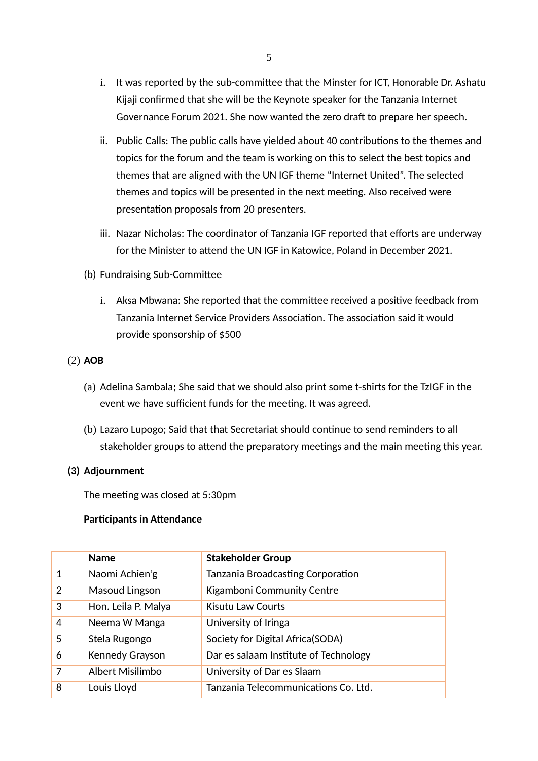i. It was reported by the sub-committee that the Minster for ICT, Honorable Dr. Ashatu Kijaji confirmed that she will be the Keynote speaker for the Tanzania Internet Governance Forum 2021. She now wanted the zero draft to prepare her speech.

ii. Public Calls: The public calls have yielded about 40 contributions to the themes and topics for the forum and the team is working on this to select the best topics and themes that are aligned with the UN IGF theme "Internet United". The selected themes and topics will be presented in the next meeting. Also received were presentation proposals from 20 presenters.

iii. Nazar Nicholas: The coordinator of Tanzania IGF reported that efforts are underway for the Minister to attend the UN IGF in Katowice, Poland in December 2021.

(b) Fundraising Sub-Committee

i. Aksa Mbwana: She reported that the committee received a positive feedback from Tanzania Internet Service Providers Association. The association said it would provide sponsorship of $500

(2) **AOB**

(a) Adelina Sambala**;** She said that we should also print some t-shirts for the TzIGF in the event we have sufficient funds for the meeting. It was agreed.

(b) Lazaro Lupogo; Said that that Secretariat should continue to send reminders to all stakeholder groups to attend the preparatory meetings and the main meeting this year.

**(3) Adjournment**

The meeting was closed at 5:30pm

**Participants in Attendance**

| | Name | Stakeholder Group |
|---|---|---|
| 1 | Naomi Achien'g | Tanzania Broadcasting Corporation |
| 2 | Masoud Lingson | Kigamboni Community Centre |
| 3 | Hon. Leila P. Malya | Kisutu Law Courts |
| 4 | Neema W Manga | University of Iringa |
| 5 | Stela Rugongo | Society for Digital Africa(SODA) |
| 6 | Kennedy Grayson | Dar es salaam Institute of Technology |
| 7 | Albert Misilimbo | University of Dar es Slaam |
| 8 | Louis Lloyd | Tanzania Telecommunications Co. Ltd. |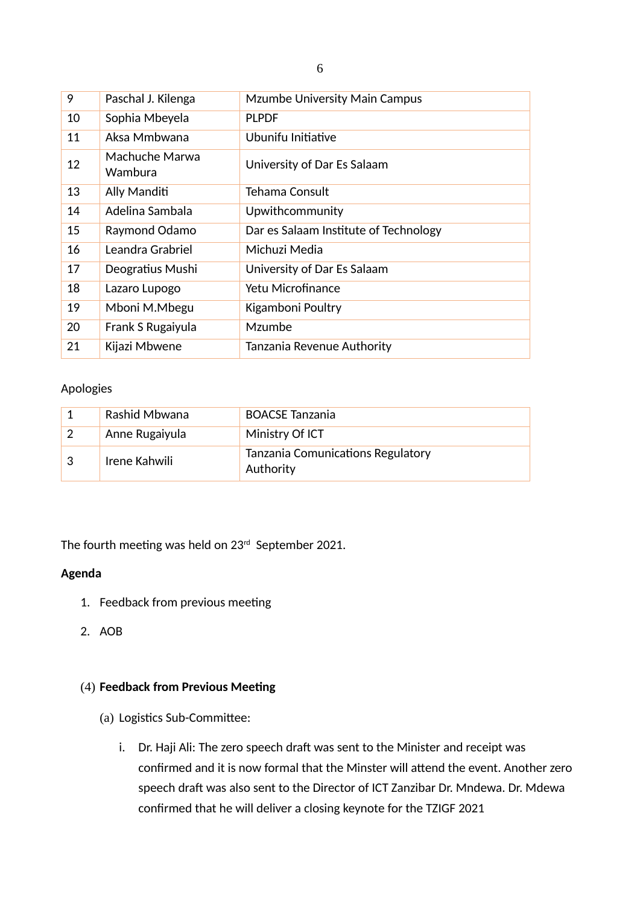| 9 | Paschal J. Kilenga | Mzumbe University Main Campus |
|---|---|---|
| 10 | Sophia Mbeyela | PLPDF |
| 11 | Aksa Mmbwana | Ubunifu Initiative |
| 12 | Machuche Marwa Wambura | University of Dar Es Salaam |
| 13 | Ally Manditi | Tehama Consult |
| 14 | Adelina Sambala | Upwithcommunity |
| 15 | Raymond Odamo | Dar es Salaam Institute of Technology |
| 16 | Leandra Grabriel | Michuzi Media |
| 17 | Deogratius Mushi | University of Dar Es Salaam |
| 18 | Lazaro Lupogo | Yetu Microfinance |
| 19 | Mboni M.Mbegu | Kigamboni Poultry |
| 20 | Frank S Rugaiyula | Mzumbe |
| 21 | Kijazi Mbwene | Tanzania Revenue Authority |

Apologies

| 1 | Rashid Mbwana | BOACSE Tanzania |
|---|---|---|
| 2 | Anne Rugaiyula | Ministry Of ICT |
| 3 | Irene Kahwili | Tanzania Comunications Regulatory Authority |

The fourth meeting was held on 23rd September 2021.

**Agenda**

1. Feedback from previous meeting
2. AOB

(4) **Feedback from Previous Meeting**

(a) Logistics Sub-Committee:

i. Dr. Haji Ali: The zero speech draft was sent to the Minister and receipt was confirmed and it is now formal that the Minster will attend the event. Another zero speech draft was also sent to the Director of ICT Zanzibar Dr. Mndewa. Dr. Mdewa confirmed that he will deliver a closing keynote for the TZIGF 2021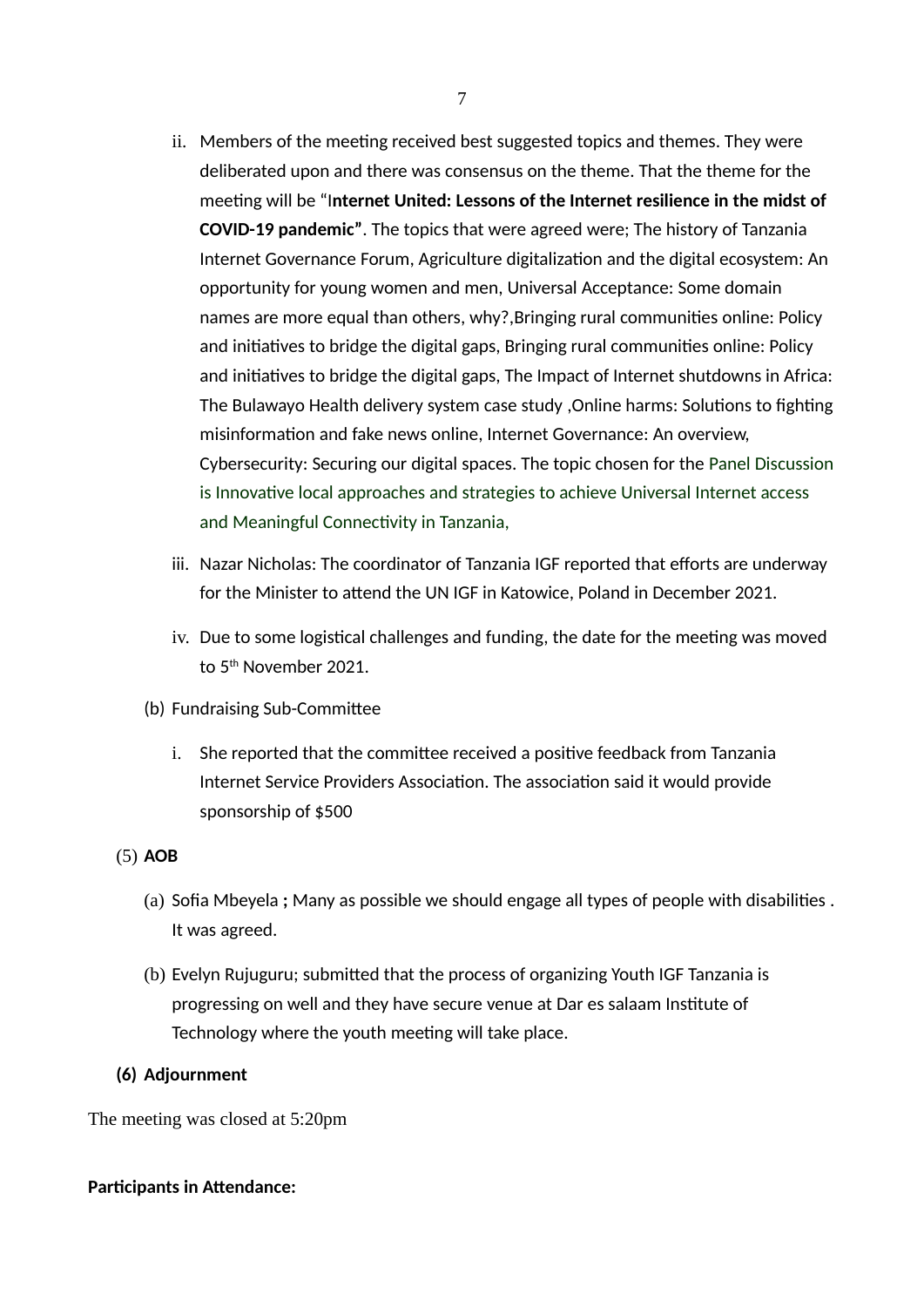ii. Members of the meeting received best suggested topics and themes. They were deliberated upon and there was consensus on the theme. That the theme for the meeting will be "I**nternet United: Lessons of the Internet resilience in the midst of COVID-19 pandemic"**. The topics that were agreed were; The history of Tanzania Internet Governance Forum, Agriculture digitalization and the digital ecosystem: An opportunity for young women and men, Universal Acceptance: Some domain names are more equal than others, why?,Bringing rural communities online: Policy and initiatives to bridge the digital gaps, Bringing rural communities online: Policy and initiatives to bridge the digital gaps, The Impact of Internet shutdowns in Africa: The Bulawayo Health delivery system case study ,Online harms: Solutions to fighting misinformation and fake news online, Internet Governance: An overview, Cybersecurity: Securing our digital spaces. The topic chosen for the Panel Discussion is Innovative local approaches and strategies to achieve Universal Internet access and Meaningful Connectivity in Tanzania,

iii. Nazar Nicholas: The coordinator of Tanzania IGF reported that efforts are underway for the Minister to attend the UN IGF in Katowice, Poland in December 2021.

iv. Due to some logistical challenges and funding, the date for the meeting was moved to 5th November 2021.

(b) Fundraising Sub-Committee

i. She reported that the committee received a positive feedback from Tanzania Internet Service Providers Association. The association said it would provide sponsorship of $500

(5) **AOB**

(a) Sofia Mbeyela **;** Many as possible we should engage all types of people with disabilities . It was agreed.

(b) Evelyn Rujuguru; submitted that the process of organizing Youth IGF Tanzania is progressing on well and they have secure venue at Dar es salaam Institute of Technology where the youth meeting will take place.

**(6) Adjournment**

The meeting was closed at 5:20pm

**Participants in Attendance:**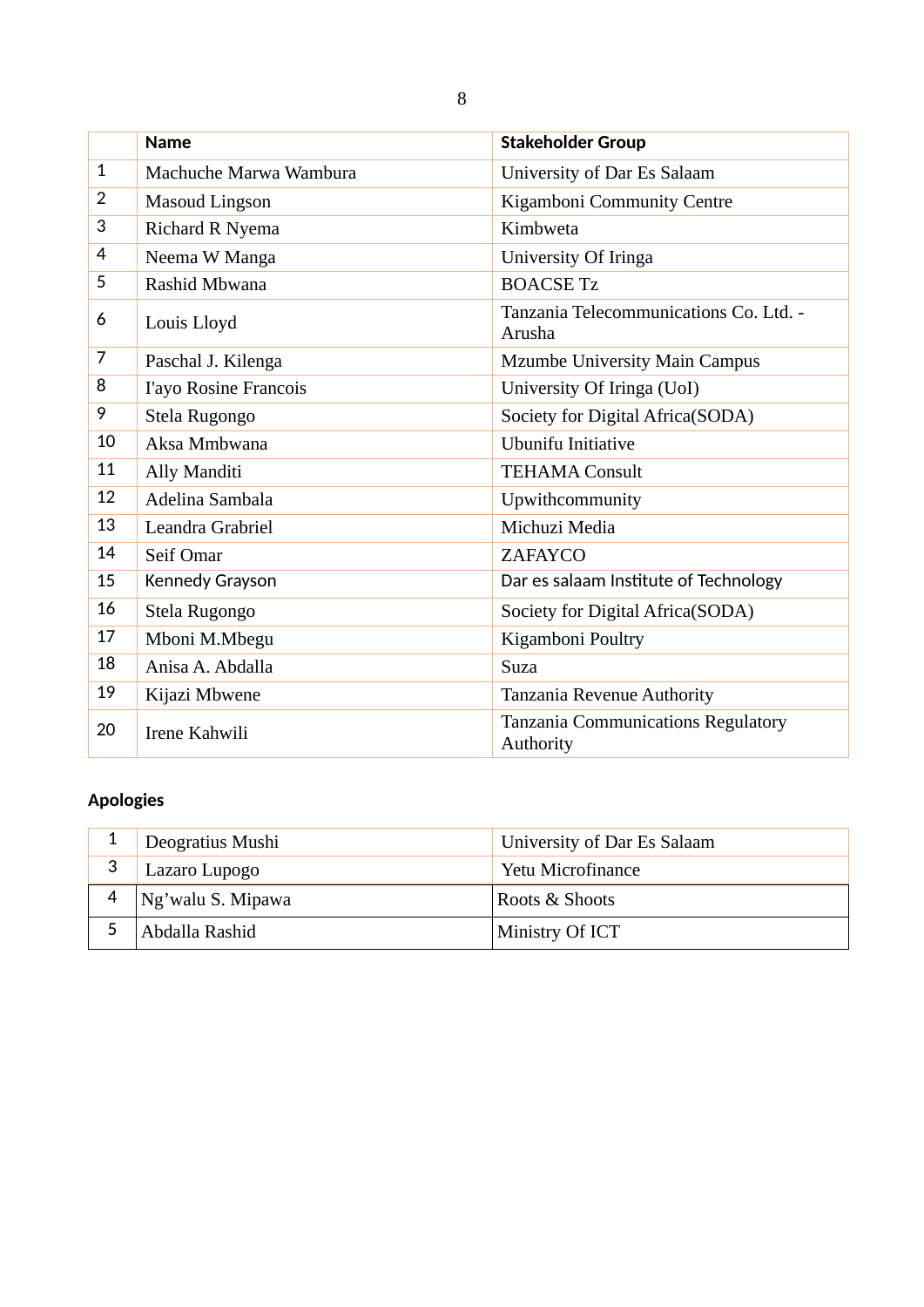| | Name | Stakeholder Group |
|---|---|---|
| 1 | Machuche Marwa Wambura | University of Dar Es Salaam |
| 2 | Masoud Lingson | Kigamboni Community Centre |
| 3 | Richard R Nyema | Kimbweta |
| 4 | Neema W Manga | University Of Iringa |
| 5 | Rashid Mbwana | BOACSE Tz |
| 6 | Louis Lloyd | Tanzania Telecommunications Co. Ltd. - Arusha |
| 7 | Paschal J. Kilenga | Mzumbe University Main Campus |
| 8 | I'ayo Rosine Francois | University Of Iringa (UoI) |
| 9 | Stela Rugongo | Society for Digital Africa(SODA) |
| 10 | Aksa Mmbwana | Ubunifu Initiative |
| 11 | Ally Manditi | TEHAMA Consult |
| 12 | Adelina Sambala | Upwithcommunity |
| 13 | Leandra Grabriel | Michuzi Media |
| 14 | Seif Omar | ZAFAYCO |
| 15 | Kennedy Grayson | Dar es salaam Institute of Technology |
| 16 | Stela Rugongo | Society for Digital Africa(SODA) |
| 17 | Mboni M.Mbegu | Kigamboni Poultry |
| 18 | Anisa A. Abdalla | Suza |
| 19 | Kijazi Mbwene | Tanzania Revenue Authority |
| 20 | Irene Kahwili | Tanzania Communications Regulatory Authority |

**Apologies**

| | | |
|---|---|---|
| 1 | Deogratius Mushi | University of Dar Es Salaam |
| 3 | Lazaro Lupogo | Yetu Microfinance |
| 4 | Ng'walu S. Mipawa | Roots & Shoots |
| 5 | Abdalla Rashid | Ministry Of ICT |